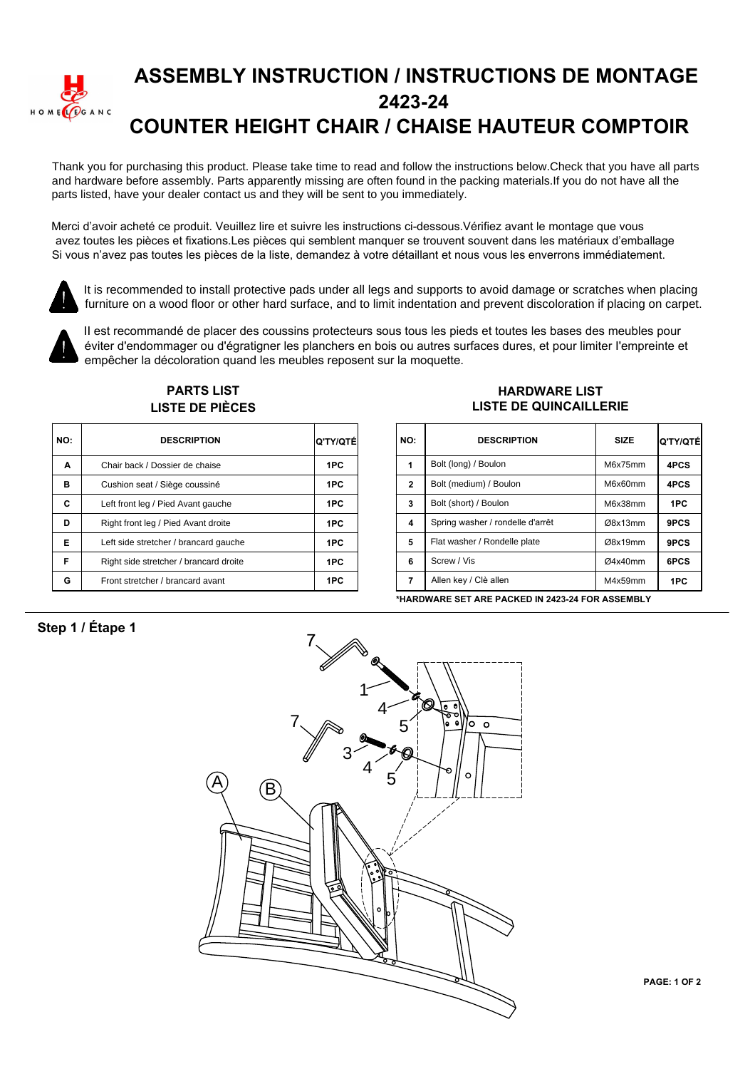# ASSEMBLY INSTRUCTION / INSTRUCTIONS DE MONTAGE
# 2423-24
# COUNTER HEIGHT CHAIR / CHAISE HAUTEUR COMPTOIR

Thank you for purchasing this product. Please take time to read and follow the instructions below.Check that you have all parts and hardware before assembly. Parts apparently missing are often found in the packing materials.If you do not have all the parts listed, have your dealer contact us and they will be sent to you immediately.

Merci d'avoir acheté ce produit. Veuillez lire et suivre les instructions ci-dessous.Vérifiez avant le montage que vous avez toutes les pièces et fixations.Les pièces qui semblent manquer se trouvent souvent dans les matériaux d'emballage Si vous n'avez pas toutes les pièces de la liste, demandez à votre détaillant et nous vous les enverrons immédiatement.

It is recommended to install protective pads under all legs and supports to avoid damage or scratches when placing furniture on a wood floor or other hard surface, and to limit indentation and prevent discoloration if placing on carpet.

Il est recommandé de placer des coussins protecteurs sous tous les pieds et toutes les bases des meubles pour éviter d'endommager ou d'égratigner les planchers en bois ou autres surfaces dures, et pour limiter l'empreinte et empêcher la décoloration quand les meubles reposent sur la moquette.

## PARTS LIST / LISTE DE PIÈCES

| NO: | DESCRIPTION | Q'TY/QTÉ |
|---|---|---|
| A | Chair back / Dossier de chaise | 1PC |
| B | Cushion seat / Siège coussiné | 1PC |
| C | Left front leg / Pied Avant gauche | 1PC |
| D | Right front leg / Pied Avant droite | 1PC |
| E | Left side stretcher / brancard gauche | 1PC |
| F | Right side stretcher / brancard droite | 1PC |
| G | Front stretcher / brancard avant | 1PC |

## HARDWARE LIST / LISTE DE QUINCAILLERIE

| NO: | DESCRIPTION | SIZE | Q'TY/QTÉ |
|---|---|---|---|
| 1 | Bolt (long) / Boulon | M6x75mm | 4PCS |
| 2 | Bolt (medium) / Boulon | M6x60mm | 4PCS |
| 3 | Bolt (short) / Boulon | M6x38mm | 1PC |
| 4 | Spring washer / rondelle d'arrêt | Ø8x13mm | 9PCS |
| 5 | Flat washer / Rondelle plate | Ø8x19mm | 9PCS |
| 6 | Screw / Vis | Ø4x40mm | 6PCS |
| 7 | Allen key / Clè allen | M4x59mm | 1PC |

*HARDWARE SET ARE PACKED IN 2423-24 FOR ASSEMBLY

## Step 1 / Étape 1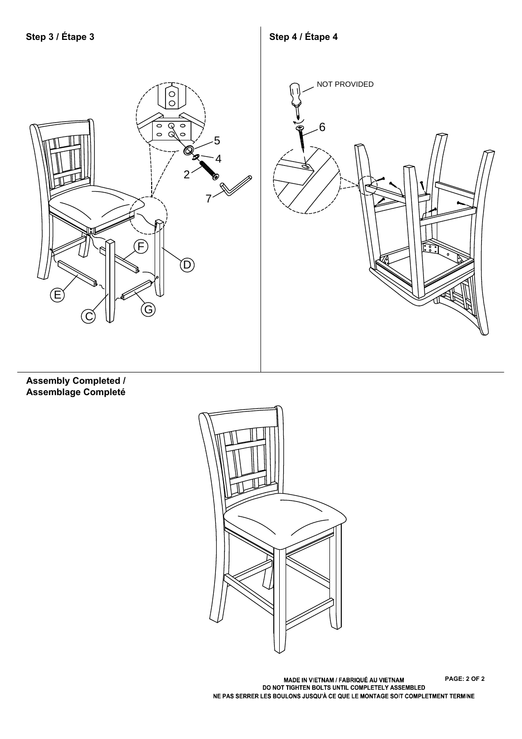**Step 3 / Étape 3**

5

4

2

7

F

D

E

C

G

**Step 4 / Étape 4**

NOT PROVIDED

6

**Assembly Completed / Assemblage Completé**

MADE IN VIETNAM / FABRIQUÉ AU VIETNAM

DO NOT TIGHTEN BOLTS UNTIL COMPLETELY ASSEMBLED

NE PAS SERRER LES BOULONS JUSQU'À CE QUE LE MONTAGE SOIT COMPLETMENT TERMINE